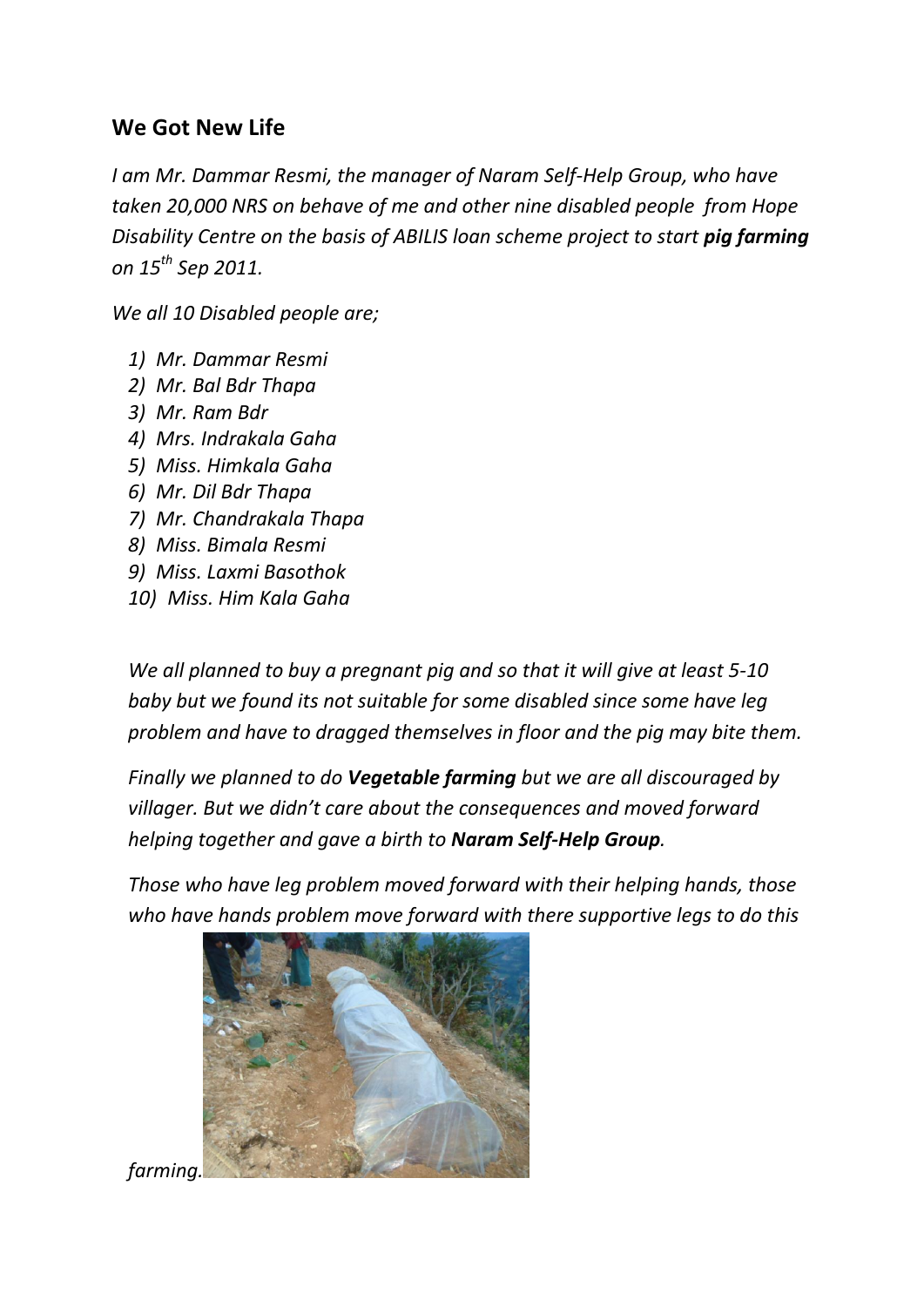## We Got New Life

*I am Mr. Dammar Resmi, the manager of Naram Self-Help Group, who have taken 20,000 NRS on behave of me and other nine disabled people from Hope Disability Centre on the basis of ABILIS loan scheme project to start **pig farming** on 15th Sep 2011.*

*We all 10 Disabled people are;*

1) *Mr. Dammar Resmi*
2) *Mr. Bal Bdr Thapa*
3) *Mr. Ram Bdr*
4) *Mrs. Indrakala Gaha*
5) *Miss. Himkala Gaha*
6) *Mr. Dil Bdr Thapa*
7) *Mr. Chandrakala Thapa*
8) *Miss. Bimala Resmi*
9) *Miss. Laxmi Basothok*
10) *Miss. Him Kala Gaha*

*We all planned to buy a pregnant pig and so that it will give at least 5-10 baby but we found its not suitable for some disabled since some have leg problem and have to dragged themselves in floor and the pig may bite them.*

*Finally we planned to do **Vegetable farming** but we are all discouraged by villager. But we didn't care about the consequences and moved forward helping together and gave a birth to **Naram Self-Help Group**.*

*Those who have leg problem moved forward with their helping hands, those who have hands problem move forward with there supportive legs to do this farming.*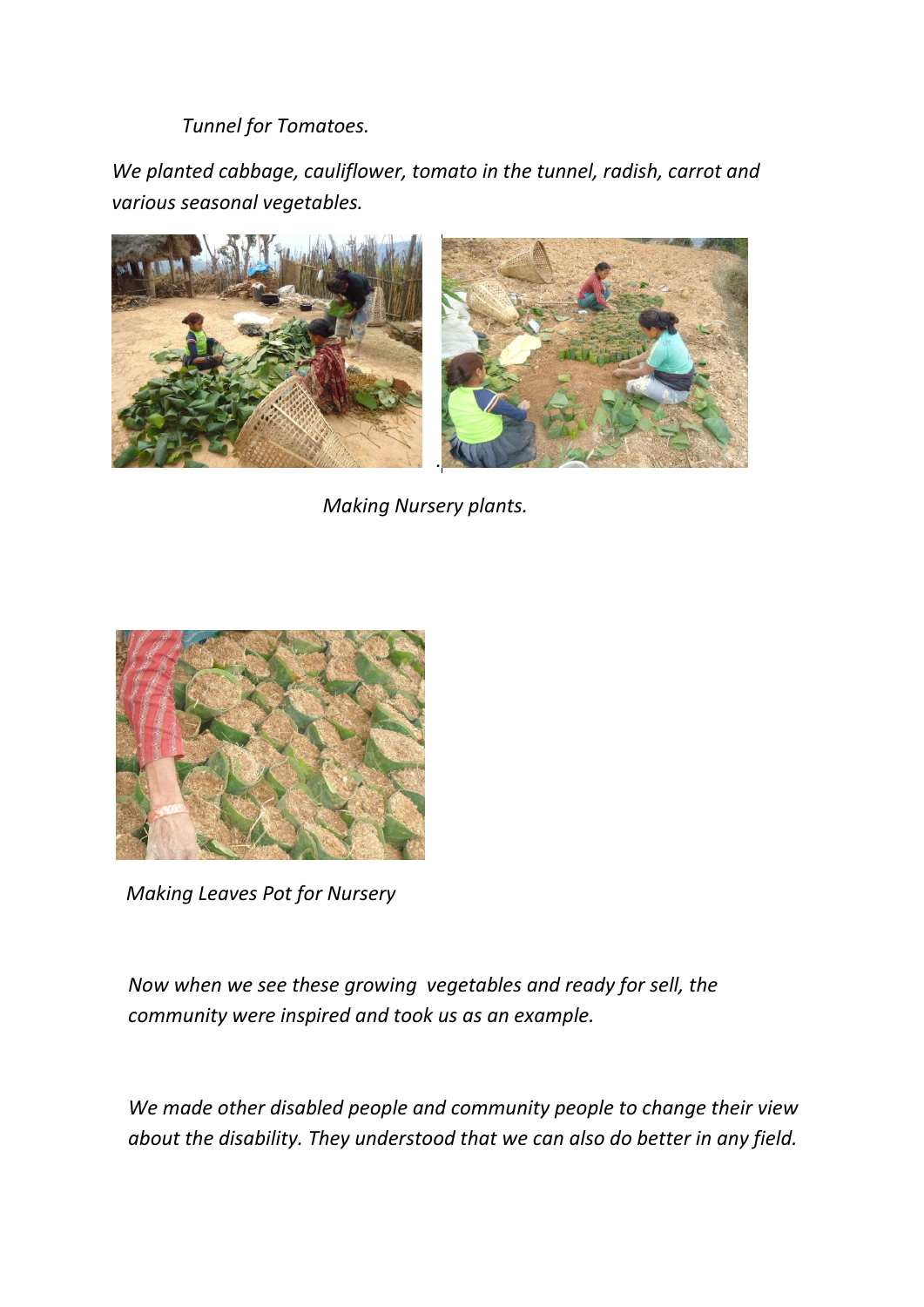*Tunnel for Tomatoes.*

*We planted cabbage, cauliflower, tomato in the tunnel, radish, carrot and various seasonal vegetables.*

*Making Nursery plants.*

*Making Leaves Pot for Nursery*

*Now when we see these growing vegetables and ready for sell, the community were inspired and took us as an example.*

*We made other disabled people and community people to change their view about the disability. They understood that we can also do better in any field.*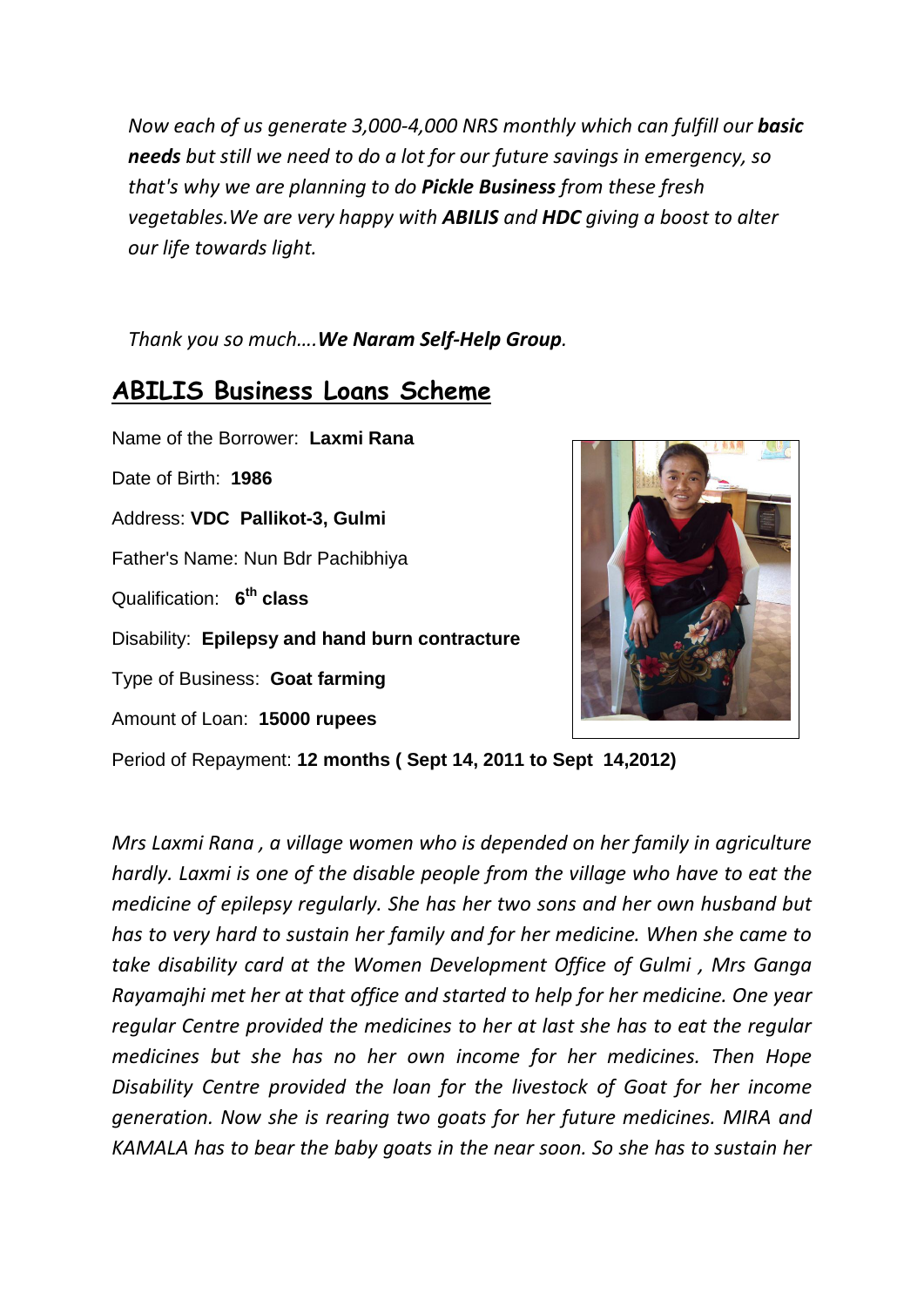*Now each of us generate 3,000-4,000 NRS monthly which can fulfill our **basic needs** but still we need to do a lot for our future savings in emergency, so that's why we are planning to do **Pickle Business** from these fresh vegetables.We are very happy with **ABILIS** and **HDC** giving a boost to alter our life towards light.*

*Thank you so much….**We Naram Self-Help Group**.*

## ABILIS Business Loans Scheme

Name of the Borrower: **Laxmi Rana**

Date of Birth: **1986**

Address: **VDC Pallikot-3, Gulmi**

Father's Name: Nun Bdr Pachibhiya

Qualification: **6th class**

Disability: **Epilepsy and hand burn contracture**

Type of Business: **Goat farming**

Amount of Loan: **15000 rupees**

Period of Repayment: **12 months ( Sept 14, 2011 to Sept 14,2012)**

*Mrs Laxmi Rana , a village women who is depended on her family in agriculture hardly. Laxmi is one of the disable people from the village who have to eat the medicine of epilepsy regularly. She has her two sons and her own husband but has to very hard to sustain her family and for her medicine. When she came to take disability card at the Women Development Office of Gulmi , Mrs Ganga Rayamajhi met her at that office and started to help for her medicine. One year regular Centre provided the medicines to her at last she has to eat the regular medicines but she has no her own income for her medicines. Then Hope Disability Centre provided the loan for the livestock of Goat for her income generation. Now she is rearing two goats for her future medicines. MIRA and KAMALA has to bear the baby goats in the near soon. So she has to sustain her*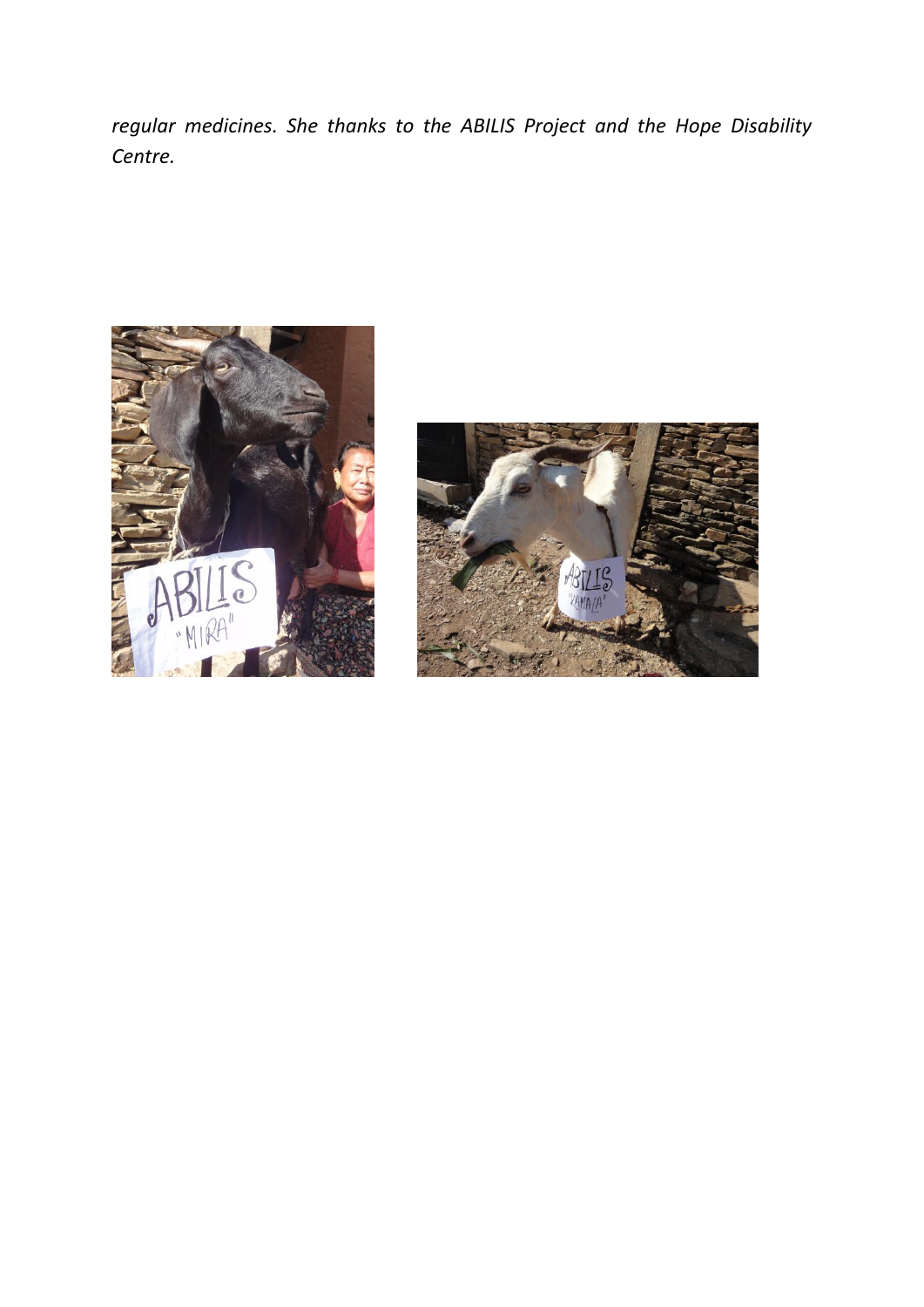*regular medicines. She thanks to the ABILIS Project and the Hope Disability Centre.*